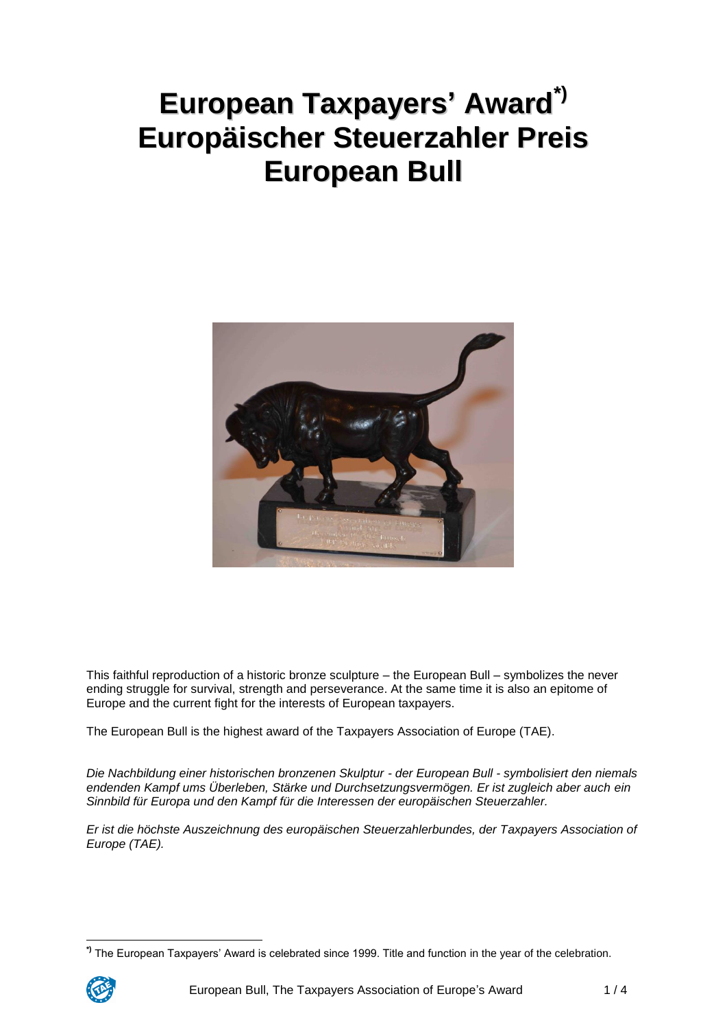# European Taxpayers' Award[*)]
# Europäischer Steuerzahler Preis
# European Bull

This faithful reproduction of a historic bronze sculpture – the European Bull – symbolizes the never ending struggle for survival, strength and perseverance. At the same time it is also an epitome of Europe and the current fight for the interests of European taxpayers.

The European Bull is the highest award of the Taxpayers Association of Europe (TAE).

*Die Nachbildung einer historischen bronzenen Skulptur - der European Bull - symbolisiert den niemals endenden Kampf ums Überleben, Stärke und Durchsetzungsvermögen. Er ist zugleich aber auch ein Sinnbild für Europa und den Kampf für die Interessen der europäischen Steuerzahler.*

*Er ist die höchste Auszeichnung des europäischen Steuerzahlerbundes, der Taxpayers Association of Europe (TAE).*

---

[*)] The European Taxpayers' Award is celebrated since 1999. Title and function in the year of the celebration.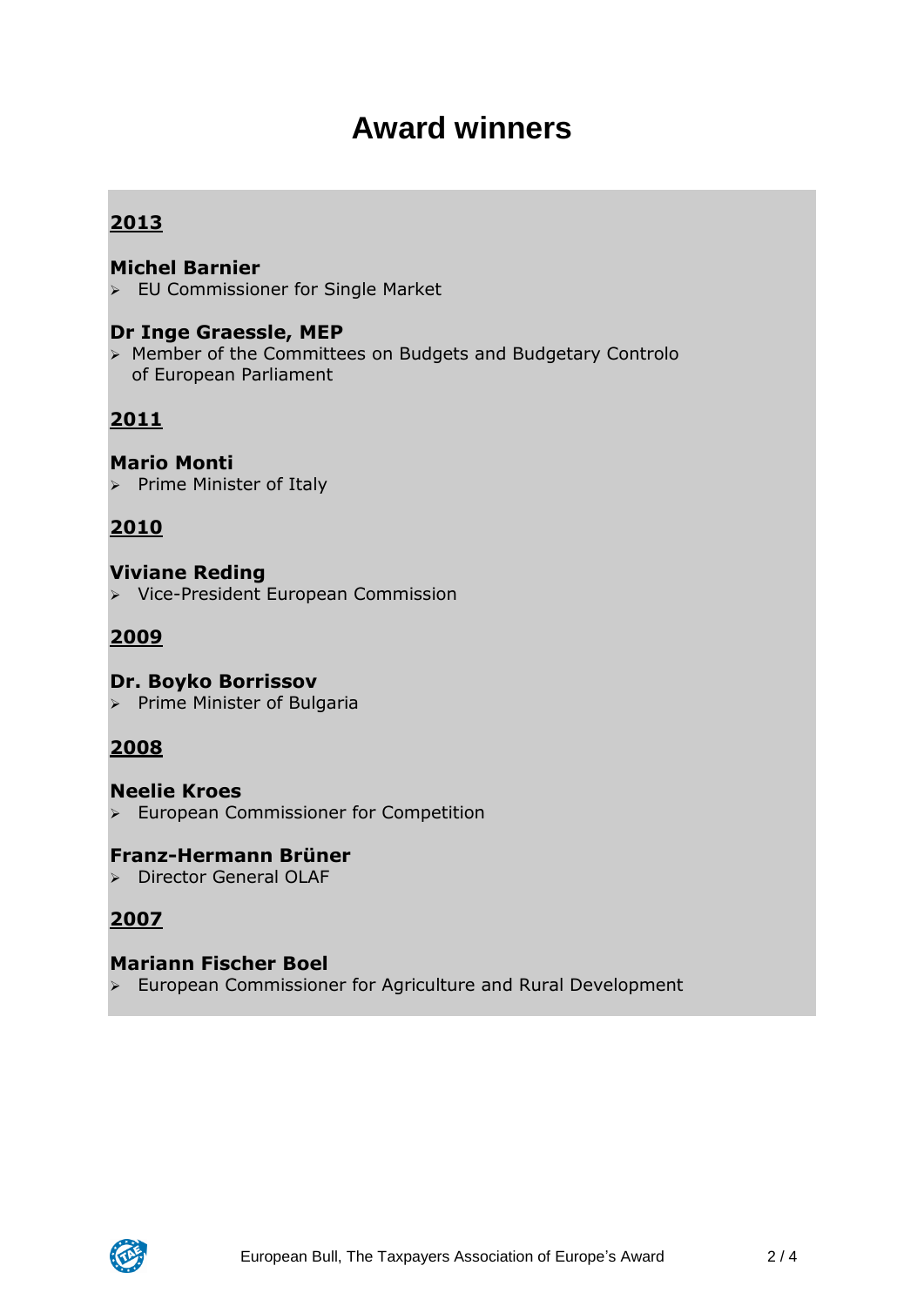# Award winners

**2013**

**Michel Barnier**

- EU Commissioner for Single Market

**Dr Inge Graessle, MEP**

- Member of the Committees on Budgets and Budgetary Controlo of European Parliament

**2011**

**Mario Monti**

- Prime Minister of Italy

**2010**

**Viviane Reding**

- Vice-President European Commission

**2009**

**Dr. Boyko Borrissov**

- Prime Minister of Bulgaria

**2008**

**Neelie Kroes**

- European Commissioner for Competition

**Franz-Hermann Brüner**

- Director General OLAF

**2007**

**Mariann Fischer Boel**

- European Commissioner for Agriculture and Rural Development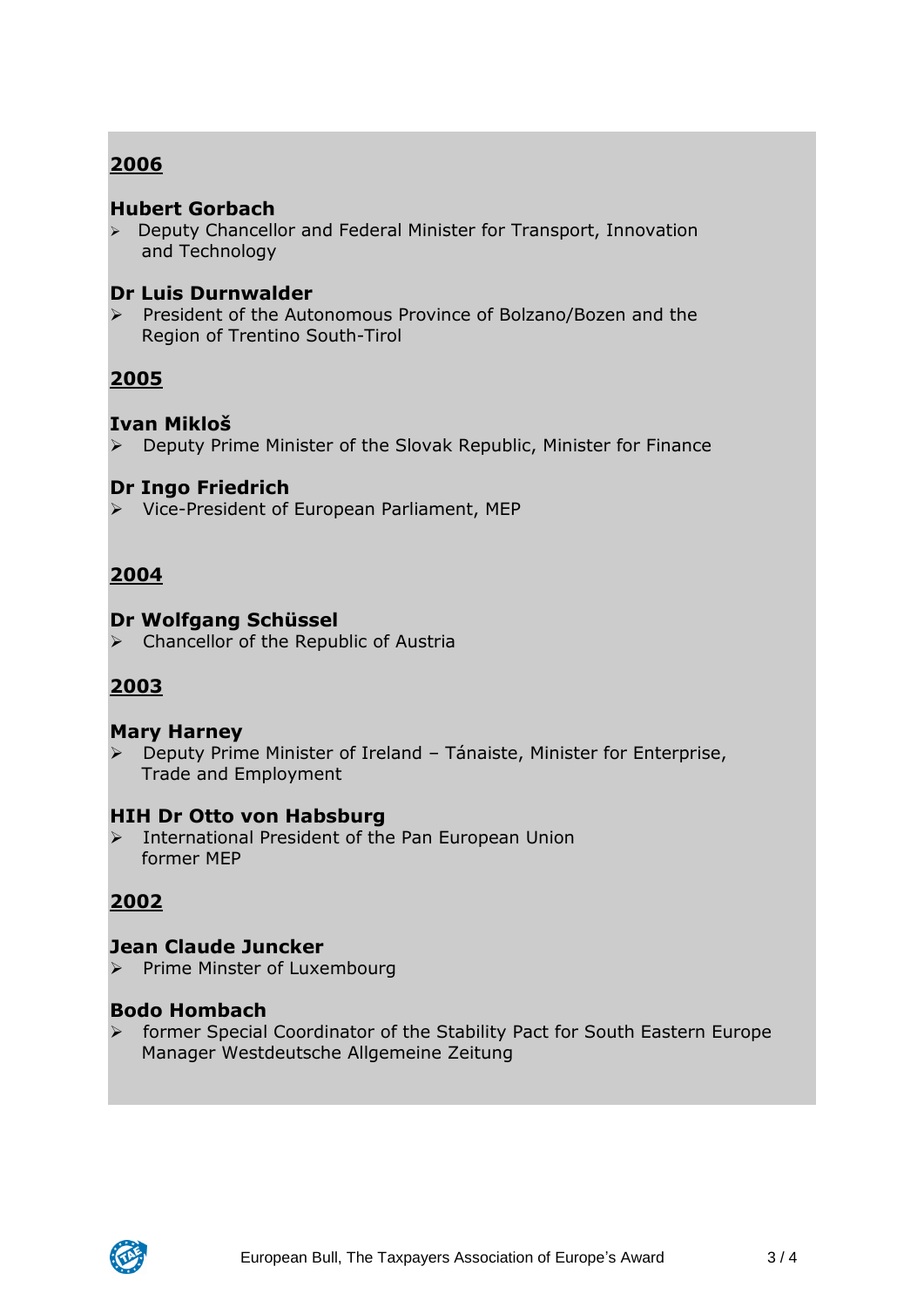## 2006

**Hubert Gorbach**

- Deputy Chancellor and Federal Minister for Transport, Innovation and Technology

**Dr Luis Durnwalder**

- President of the Autonomous Province of Bolzano/Bozen and the Region of Trentino South-Tirol

## 2005

**Ivan Mikloš**

- Deputy Prime Minister of the Slovak Republic, Minister for Finance

**Dr Ingo Friedrich**

- Vice-President of European Parliament, MEP

## 2004

**Dr Wolfgang Schüssel**

- Chancellor of the Republic of Austria

## 2003

**Mary Harney**

- Deputy Prime Minister of Ireland – Tánaiste, Minister for Enterprise, Trade and Employment

**HIH Dr Otto von Habsburg**

- International President of the Pan European Union former MEP

## 2002

**Jean Claude Juncker**

- Prime Minster of Luxembourg

**Bodo Hombach**

- former Special Coordinator of the Stability Pact for South Eastern Europe Manager Westdeutsche Allgemeine Zeitung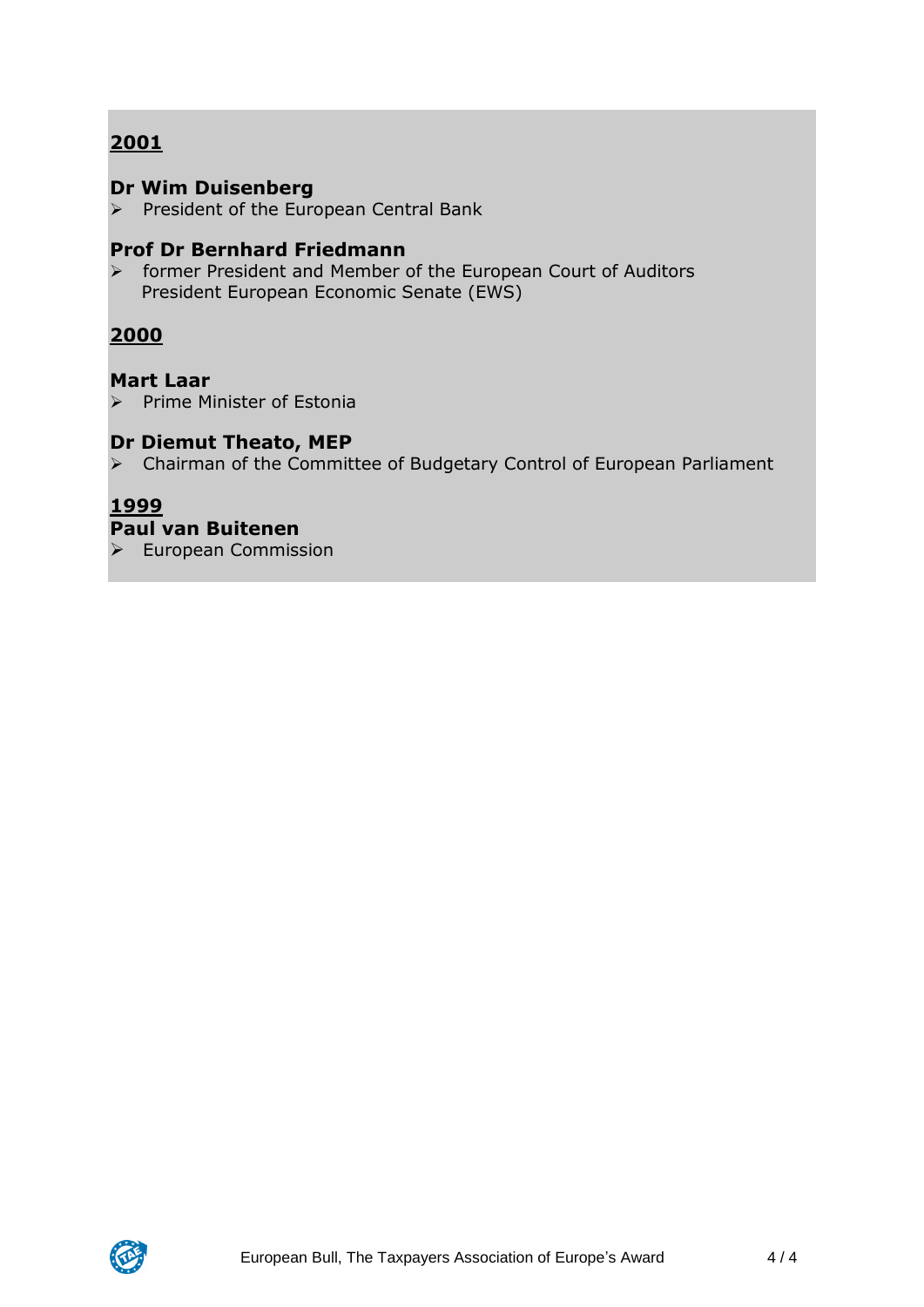**2001**

**Dr Wim Duisenberg**

- President of the European Central Bank

**Prof Dr Bernhard Friedmann**

- former President and Member of the European Court of Auditors
  President European Economic Senate (EWS)

**2000**

**Mart Laar**

- Prime Minister of Estonia

**Dr Diemut Theato, MEP**

- Chairman of the Committee of Budgetary Control of European Parliament

**1999**

**Paul van Buitenen**

- European Commission